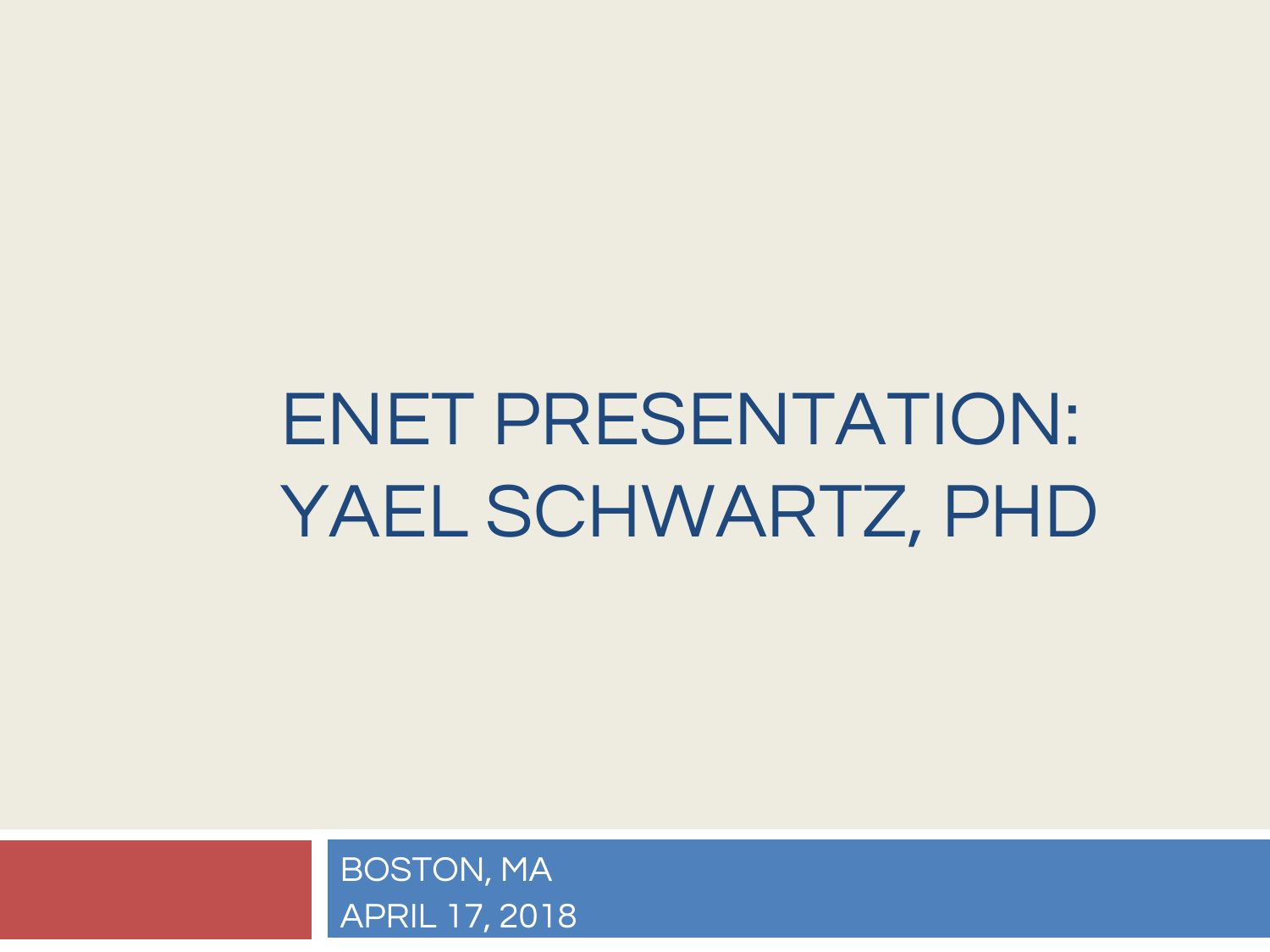# ENET PRESENTATION: YAEL SCHWARTZ, PHD

BOSTON, MA
APRIL 17, 2018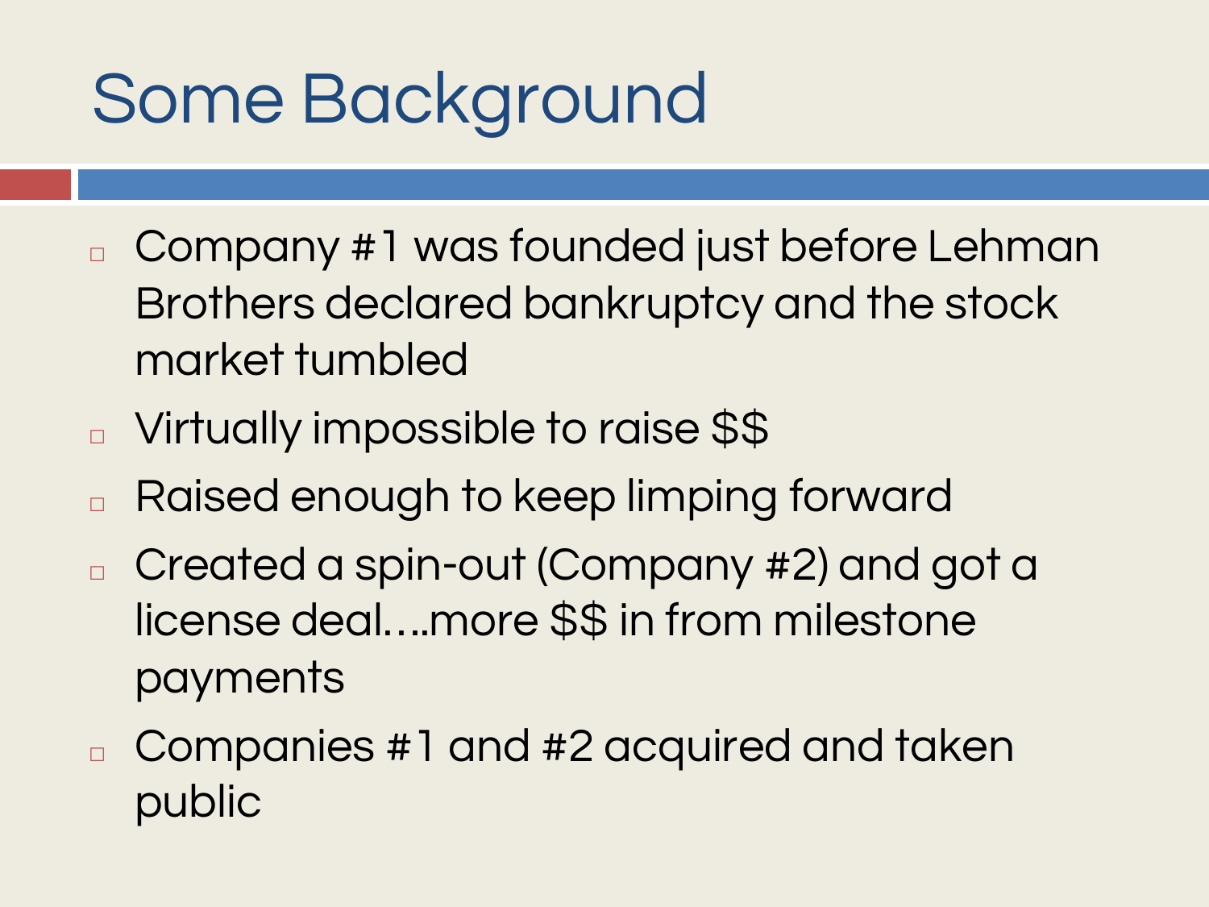# Some Background

- Company #1 was founded just before Lehman Brothers declared bankruptcy and the stock market tumbled
- Virtually impossible to raise $$
- Raised enough to keep limping forward
- Created a spin-out (Company #2) and got a license deal….more $$ in from milestone payments
- Companies #1 and #2 acquired and taken public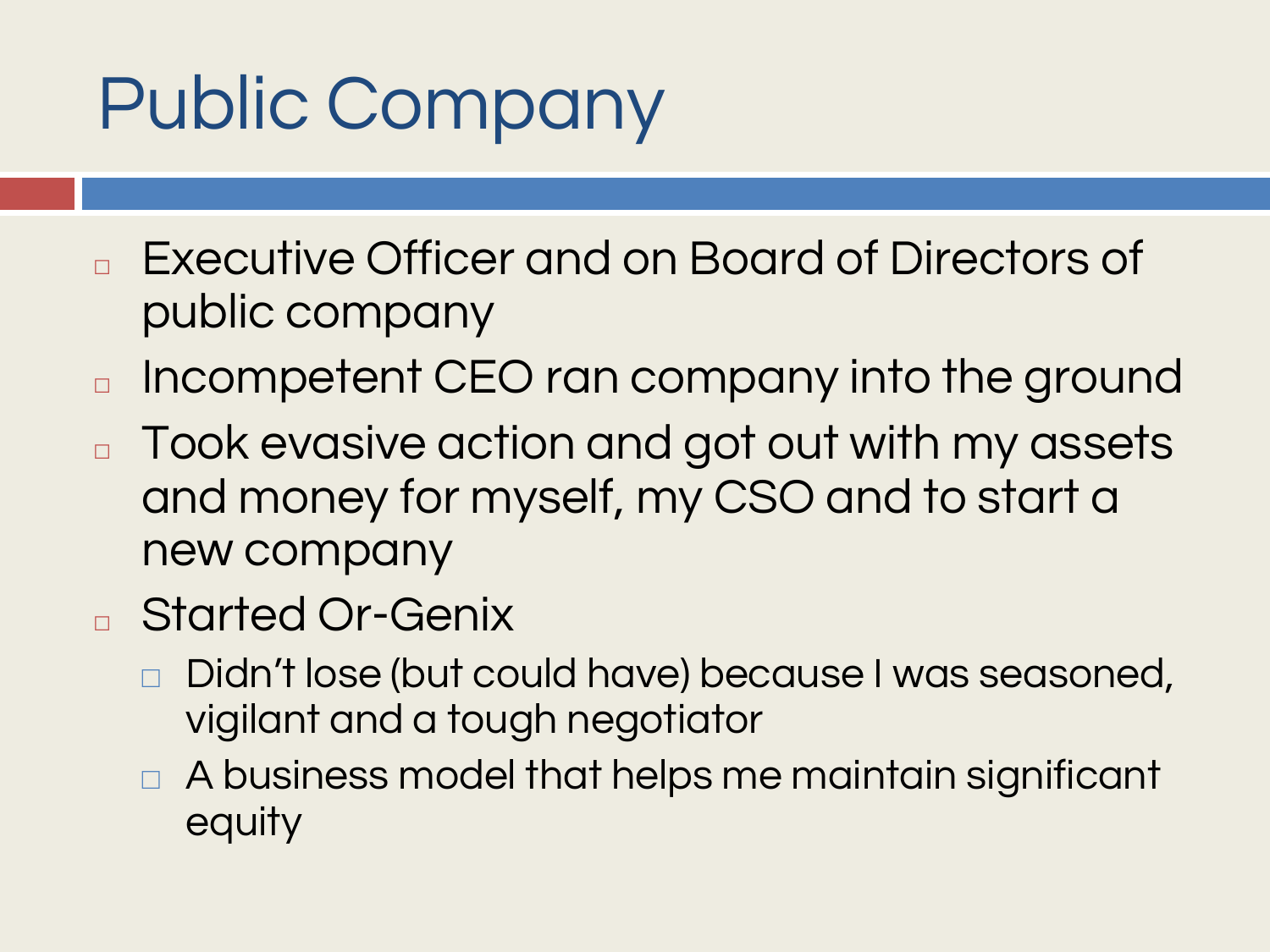# Public Company

- Executive Officer and on Board of Directors of public company
- Incompetent CEO ran company into the ground
- Took evasive action and got out with my assets and money for myself, my CSO and to start a new company
- Started Or-Genix
  - Didn't lose (but could have) because I was seasoned, vigilant and a tough negotiator
  - A business model that helps me maintain significant equity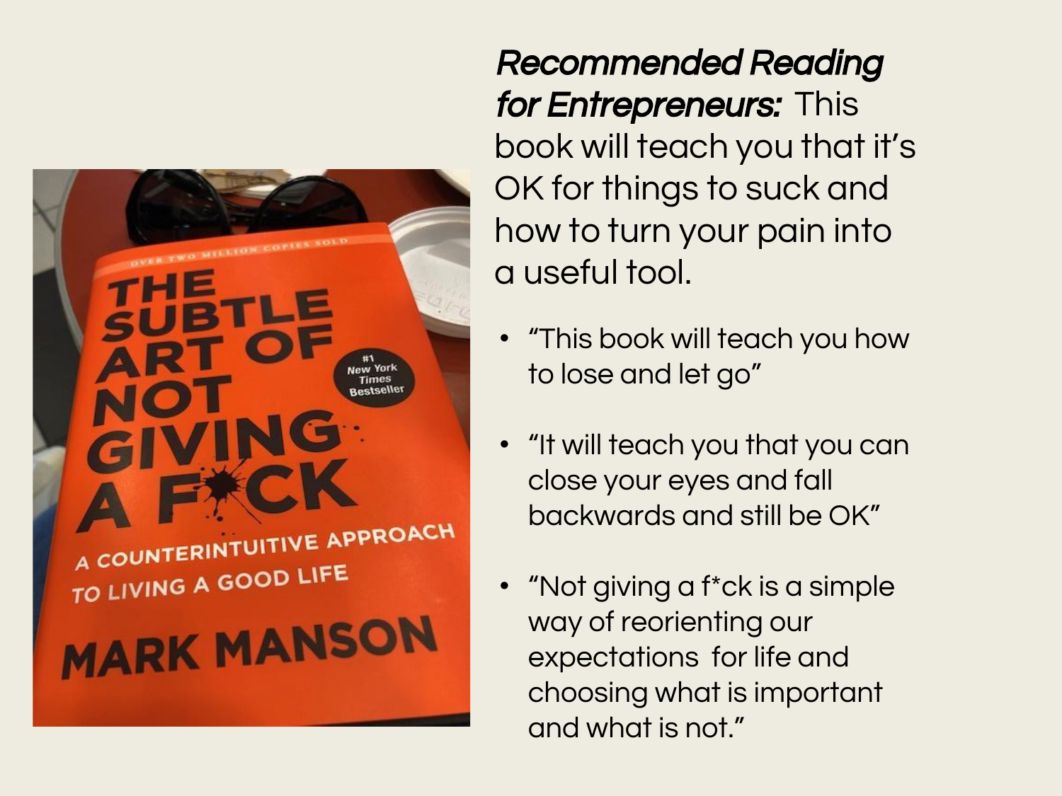***Recommended Reading for Entrepreneurs:*** This book will teach you that it's OK for things to suck and how to turn your pain into a useful tool.

- "This book will teach you how to lose and let go"
- "It will teach you that you can close your eyes and fall backwards and still be OK"
- "Not giving a f*ck is a simple way of reorienting our expectations for life and choosing what is important and what is not."